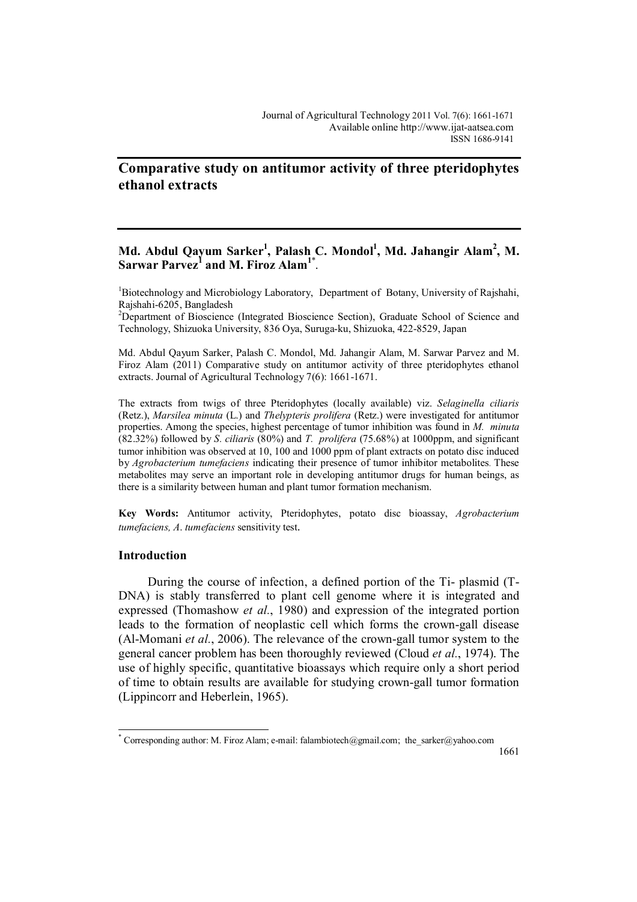# Comparative study on antitumor activity of three pteridophytes ethanol extracts

**Md. Abdul Qayum Sarker[1], Palash C. Mondol[1], Md. Jahangir Alam[2], M. Sarwar Parvez[1] and M. Firoz Alam[1*]**.

[1]Biotechnology and Microbiology Laboratory, Department of Botany, University of Rajshahi, Rajshahi-6205, Bangladesh

[2]Department of Bioscience (Integrated Bioscience Section), Graduate School of Science and Technology, Shizuoka University, 836 Oya, Suruga-ku, Shizuoka, 422-8529, Japan

Md. Abdul Qayum Sarker, Palash C. Mondol, Md. Jahangir Alam, M. Sarwar Parvez and M. Firoz Alam (2011) Comparative study on antitumor activity of three pteridophytes ethanol extracts. Journal of Agricultural Technology 7(6): 1661-1671.

The extracts from twigs of three Pteridophytes (locally available) viz. *Selaginella ciliaris* (Retz.), *Marsilea minuta* (L.) and *Thelypteris prolifera* (Retz.) were investigated for antitumor properties. Among the species, highest percentage of tumor inhibition was found in *M. minuta* (82.32%) followed by *S. ciliaris* (80%) and *T. prolifera* (75.68%) at 1000ppm, and significant tumor inhibition was observed at 10, 100 and 1000 ppm of plant extracts on potato disc induced by *Agrobacterium tumefaciens* indicating their presence of tumor inhibitor metabolites. These metabolites may serve an important role in developing antitumor drugs for human beings, as there is a similarity between human and plant tumor formation mechanism.

**Key Words:** Antitumor activity, Pteridophytes, potato disc bioassay, *Agrobacterium tumefaciens, A. tumefaciens* sensitivity test.

## Introduction

During the course of infection, a defined portion of the Ti- plasmid (T-DNA) is stably transferred to plant cell genome where it is integrated and expressed (Thomashow *et al.*, 1980) and expression of the integrated portion leads to the formation of neoplastic cell which forms the crown-gall disease (Al-Momani *et al.*, 2006). The relevance of the crown-gall tumor system to the general cancer problem has been thoroughly reviewed (Cloud *et al.*, 1974). The use of highly specific, quantitative bioassays which require only a short period of time to obtain results are available for studying crown-gall tumor formation (Lippincorr and Heberlein, 1965).

* Corresponding author: M. Firoz Alam; e-mail: falambiotech@gmail.com; the_sarker@yahoo.com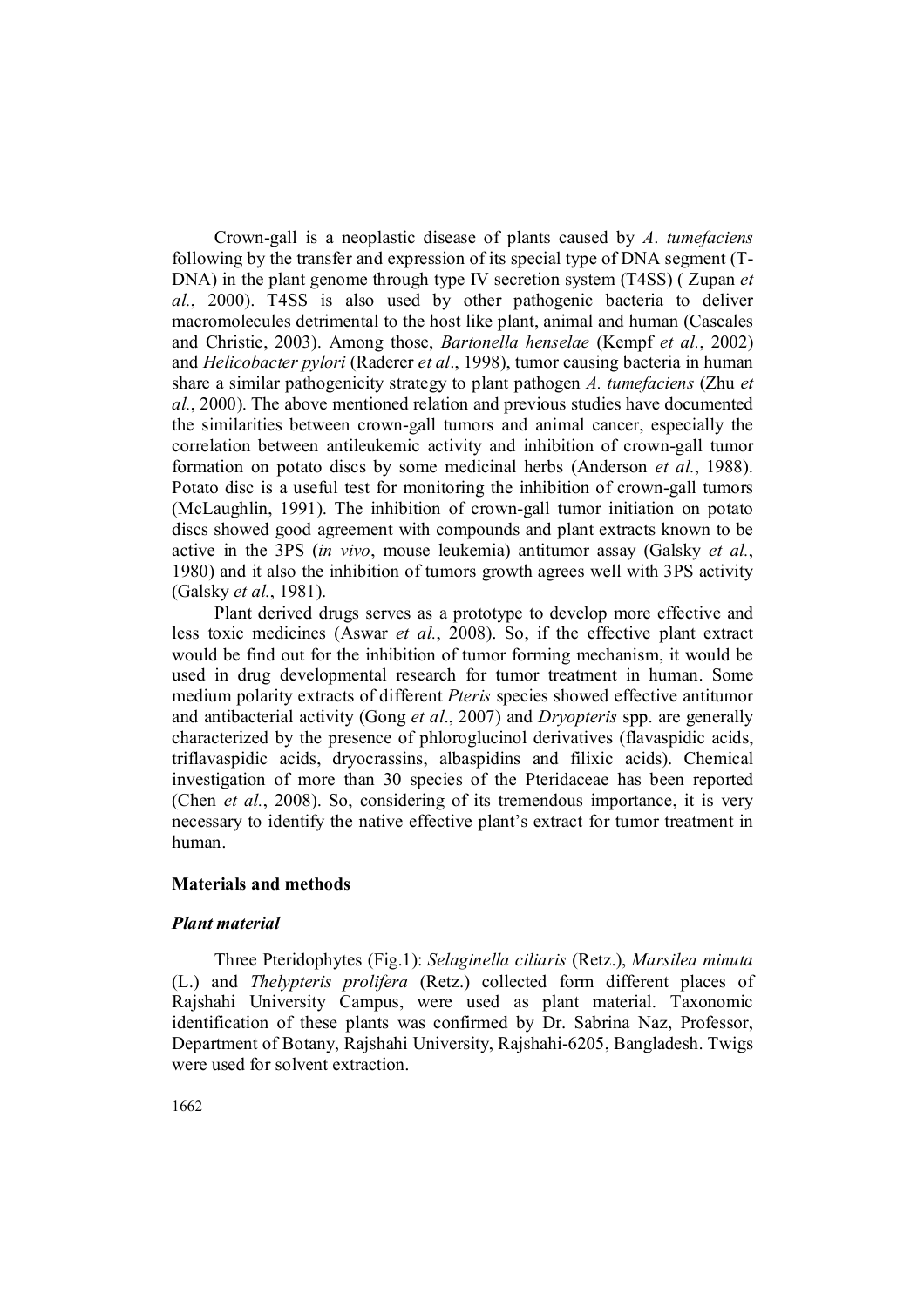Crown-gall is a neoplastic disease of plants caused by *A*. *tumefaciens* following by the transfer and expression of its special type of DNA segment (T-DNA) in the plant genome through type IV secretion system (T4SS) ( Zupan *et al.*, 2000). T4SS is also used by other pathogenic bacteria to deliver macromolecules detrimental to the host like plant, animal and human (Cascales and Christie, 2003). Among those, *Bartonella henselae* (Kempf *et al.*, 2002) and *Helicobacter pylori* (Raderer *et al*., 1998), tumor causing bacteria in human share a similar pathogenicity strategy to plant pathogen *A. tumefaciens* (Zhu *et al.*, 2000). The above mentioned relation and previous studies have documented the similarities between crown-gall tumors and animal cancer, especially the correlation between antileukemic activity and inhibition of crown-gall tumor formation on potato discs by some medicinal herbs (Anderson *et al.*, 1988). Potato disc is a useful test for monitoring the inhibition of crown-gall tumors (McLaughlin, 1991). The inhibition of crown-gall tumor initiation on potato discs showed good agreement with compounds and plant extracts known to be active in the 3PS (*in vivo*, mouse leukemia) antitumor assay (Galsky *et al.*, 1980) and it also the inhibition of tumors growth agrees well with 3PS activity (Galsky *et al.*, 1981).

Plant derived drugs serves as a prototype to develop more effective and less toxic medicines (Aswar *et al.*, 2008). So, if the effective plant extract would be find out for the inhibition of tumor forming mechanism, it would be used in drug developmental research for tumor treatment in human. Some medium polarity extracts of different *Pteris* species showed effective antitumor and antibacterial activity (Gong *et al*., 2007) and *Dryopteris* spp. are generally characterized by the presence of phloroglucinol derivatives (flavaspidic acids, triflavaspidic acids, dryocrassins, albaspidins and filixic acids). Chemical investigation of more than 30 species of the Pteridaceae has been reported (Chen *et al.*, 2008). So, considering of its tremendous importance, it is very necessary to identify the native effective plant's extract for tumor treatment in human.

## Materials and methods

### *Plant material*

Three Pteridophytes (Fig.1): *Selaginella ciliaris* (Retz.), *Marsilea minuta* (L.) and *Thelypteris prolifera* (Retz.) collected form different places of Rajshahi University Campus, were used as plant material. Taxonomic identification of these plants was confirmed by Dr. Sabrina Naz, Professor, Department of Botany, Rajshahi University, Rajshahi-6205, Bangladesh. Twigs were used for solvent extraction.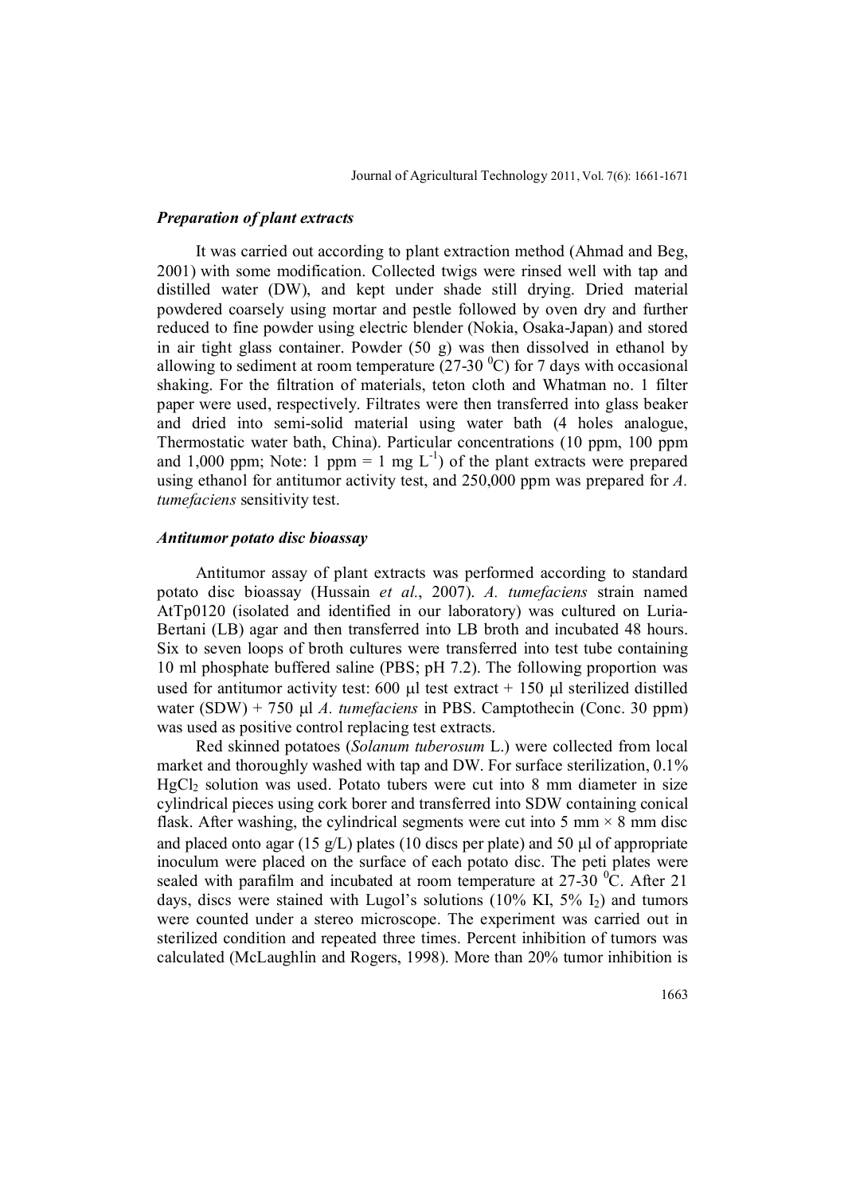### *Preparation of plant extracts*

It was carried out according to plant extraction method (Ahmad and Beg, 2001) with some modification. Collected twigs were rinsed well with tap and distilled water (DW), and kept under shade still drying. Dried material powdered coarsely using mortar and pestle followed by oven dry and further reduced to fine powder using electric blender (Nokia, Osaka-Japan) and stored in air tight glass container. Powder (50 g) was then dissolved in ethanol by allowing to sediment at room temperature (27-30 $^0$C) for 7 days with occasional shaking. For the filtration of materials, teton cloth and Whatman no. 1 filter paper were used, respectively. Filtrates were then transferred into glass beaker and dried into semi-solid material using water bath (4 holes analogue, Thermostatic water bath, China). Particular concentrations (10 ppm, 100 ppm and 1,000 ppm; Note: 1 ppm = 1 mg $L^{-1}$) of the plant extracts were prepared using ethanol for antitumor activity test, and 250,000 ppm was prepared for *A. tumefaciens* sensitivity test.

### *Antitumor potato disc bioassay*

Antitumor assay of plant extracts was performed according to standard potato disc bioassay (Hussain *et al*., 2007). *A. tumefaciens* strain named AtTp0120 (isolated and identified in our laboratory) was cultured on Luria-Bertani (LB) agar and then transferred into LB broth and incubated 48 hours. Six to seven loops of broth cultures were transferred into test tube containing 10 ml phosphate buffered saline (PBS; pH 7.2). The following proportion was used for antitumor activity test: 600 μl test extract + 150 μl sterilized distilled water (SDW) + 750 μl *A. tumefaciens* in PBS. Camptothecin (Conc. 30 ppm) was used as positive control replacing test extracts.

Red skinned potatoes (*Solanum tuberosum* L.) were collected from local market and thoroughly washed with tap and DW. For surface sterilization, 0.1% $HgCl_2$ solution was used. Potato tubers were cut into 8 mm diameter in size cylindrical pieces using cork borer and transferred into SDW containing conical flask. After washing, the cylindrical segments were cut into 5 mm × 8 mm disc and placed onto agar (15 g/L) plates (10 discs per plate) and 50 μl of appropriate inoculum were placed on the surface of each potato disc. The peti plates were sealed with parafilm and incubated at room temperature at 27-30 $^0$C. After 21 days, discs were stained with Lugol's solutions (10% KI, 5% $I_2$) and tumors were counted under a stereo microscope. The experiment was carried out in sterilized condition and repeated three times. Percent inhibition of tumors was calculated (McLaughlin and Rogers, 1998). More than 20% tumor inhibition is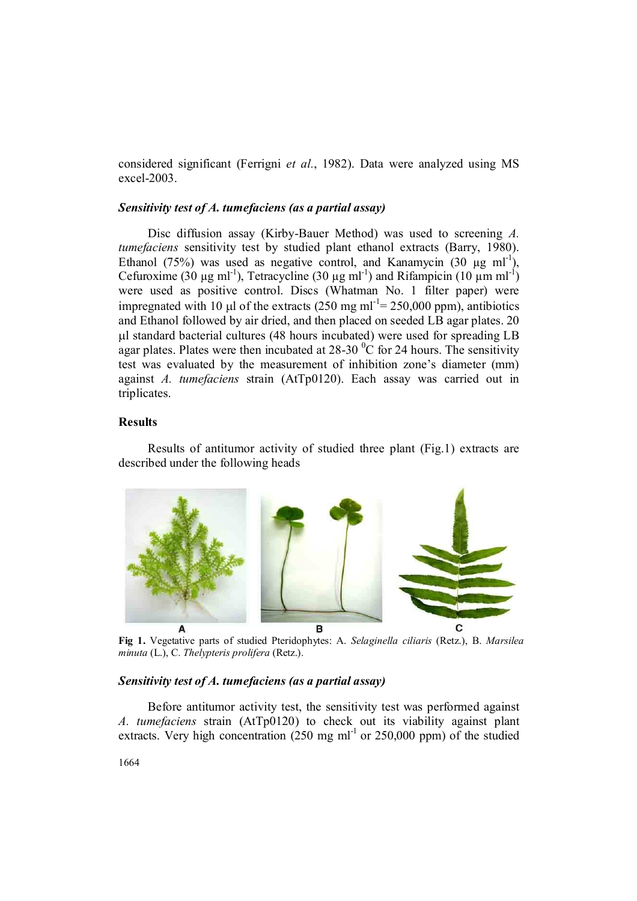considered significant (Ferrigni *et al*., 1982). Data were analyzed using MS excel-2003.

### *Sensitivity test of A. tumefaciens (as a partial assay)*

Disc diffusion assay (Kirby-Bauer Method) was used to screening *A. tumefaciens* sensitivity test by studied plant ethanol extracts (Barry, 1980). Ethanol (75%) was used as negative control, and Kanamycin (30 µg $ml^{-1}$), Cefuroxime (30 µg $ml^{-1}$), Tetracycline (30 µg $ml^{-1}$) and Rifampicin (10 µm $ml^{-1}$) were used as positive control. Discs (Whatman No. 1 filter paper) were impregnated with 10 µl of the extracts (250 mg $ml^{-1}$= 250,000 ppm), antibiotics and Ethanol followed by air dried, and then placed on seeded LB agar plates. 20 µl standard bacterial cultures (48 hours incubated) were used for spreading LB agar plates. Plates were then incubated at 28-30 $^{0}$C for 24 hours. The sensitivity test was evaluated by the measurement of inhibition zone's diameter (mm) against *A. tumefaciens* strain (AtTp0120). Each assay was carried out in triplicates.

## Results

Results of antitumor activity of studied three plant (Fig.1) extracts are described under the following heads

**Fig 1.** Vegetative parts of studied Pteridophytes: A. *Selaginella ciliaris* (Retz.), B. *Marsilea minuta* (L.), C. *Thelypteris prolifera* (Retz.).

### *Sensitivity test of A. tumefaciens (as a partial assay)*

Before antitumor activity test, the sensitivity test was performed against *A. tumefaciens* strain (AtTp0120) to check out its viability against plant extracts. Very high concentration (250 mg $ml^{-1}$ or 250,000 ppm) of the studied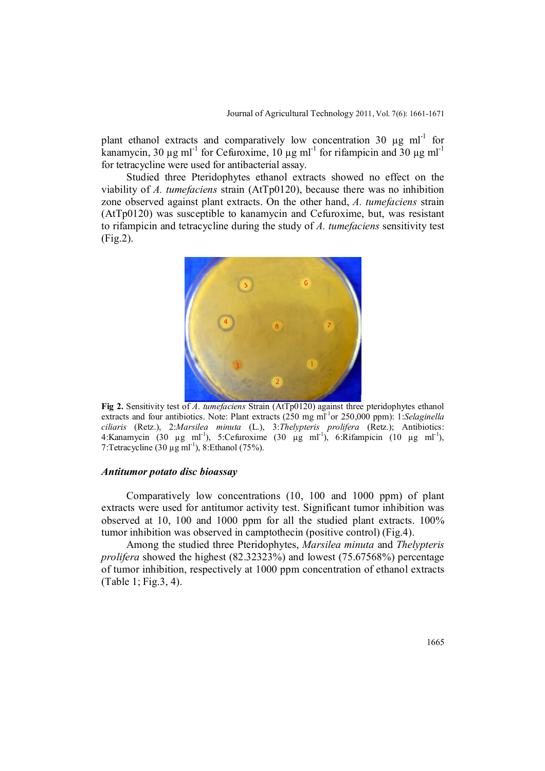plant ethanol extracts and comparatively low concentration 30 µg $ml^{-1}$ for kanamycin, 30 µg $ml^{-1}$ for Cefuroxime, 10 µg $ml^{-1}$ for rifampicin and 30 µg $ml^{-1}$ for tetracycline were used for antibacterial assay.

Studied three Pteridophytes ethanol extracts showed no effect on the viability of *A. tumefaciens* strain (AtTp0120), because there was no inhibition zone observed against plant extracts. On the other hand, *A. tumefaciens* strain (AtTp0120) was susceptible to kanamycin and Cefuroxime, but, was resistant to rifampicin and tetracycline during the study of *A. tumefaciens* sensitivity test (Fig.2).

**Fig 2.** Sensitivity test of *A. tumefaciens* Strain (AtTp0120) against three pteridophytes ethanol extracts and four antibiotics. Note: Plant extracts (250 mg $ml^{-1}$or 250,000 ppm): 1:*Selaginella ciliaris* (Retz.), 2:*Marsilea minuta* (L.), 3:*Thelypteris prolifera* (Retz.); Antibiotics: 4:Kanamycin (30 µg $ml^{-1}$), 5:Cefuroxime (30 µg $ml^{-1}$), 6:Rifampicin (10 µg $ml^{-1}$), 7:Tetracycline (30 µg $ml^{-1}$), 8:Ethanol (75%).

### *Antitumor potato disc bioassay*

Comparatively low concentrations (10, 100 and 1000 ppm) of plant extracts were used for antitumor activity test. Significant tumor inhibition was observed at 10, 100 and 1000 ppm for all the studied plant extracts. 100% tumor inhibition was observed in camptothecin (positive control) (Fig.4).

Among the studied three Pteridophytes, *Marsilea minuta* and *Thelypteris prolifera* showed the highest (82.32323%) and lowest (75.67568%) percentage of tumor inhibition, respectively at 1000 ppm concentration of ethanol extracts (Table 1; Fig.3, 4).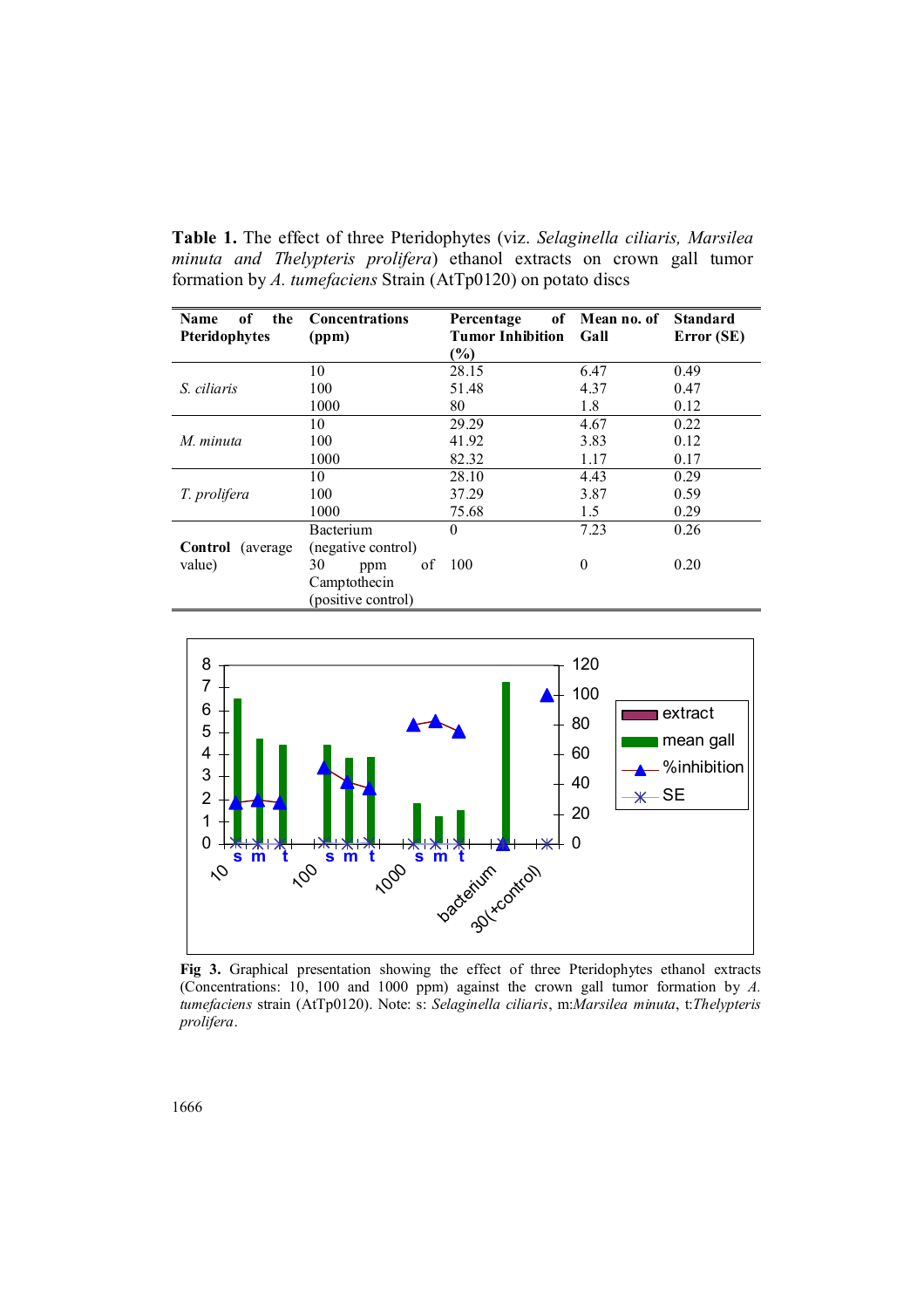**Table 1.** The effect of three Pteridophytes (viz. *Selaginella ciliaris, Marsilea minuta and Thelypteris prolifera*) ethanol extracts on crown gall tumor formation by *A. tumefaciens* Strain (AtTp0120) on potato discs

| Name of the Pteridophytes | Concentrations (ppm) | Percentage of Tumor Inhibition (%) | Mean no. of Gall | Standard Error (SE) |
|---|---|---|---|---|
| *S. ciliaris* | 10 | 28.15 | 6.47 | 0.49 |
| | 100 | 51.48 | 4.37 | 0.47 |
| | 1000 | 80 | 1.8 | 0.12 |
| *M. minuta* | 10 | 29.29 | 4.67 | 0.22 |
| | 100 | 41.92 | 3.83 | 0.12 |
| | 1000 | 82.32 | 1.17 | 0.17 |
| *T. prolifera* | 10 | 28.10 | 4.43 | 0.29 |
| | 100 | 37.29 | 3.87 | 0.59 |
| | 1000 | 75.68 | 1.5 | 0.29 |
| **Control** (average value) | Bacterium (negative control) | 0 | 7.23 | 0.26 |
| | 30 ppm of Camptothecin (positive control) | 100 | 0 | 0.20 |

**Fig 3.** Graphical presentation showing the effect of three Pteridophytes ethanol extracts (Concentrations: 10, 100 and 1000 ppm) against the crown gall tumor formation by *A. tumefaciens* strain (AtTp0120). Note: s: *Selaginella ciliaris*, m:*Marsilea minuta*, t:*Thelypteris prolifera*.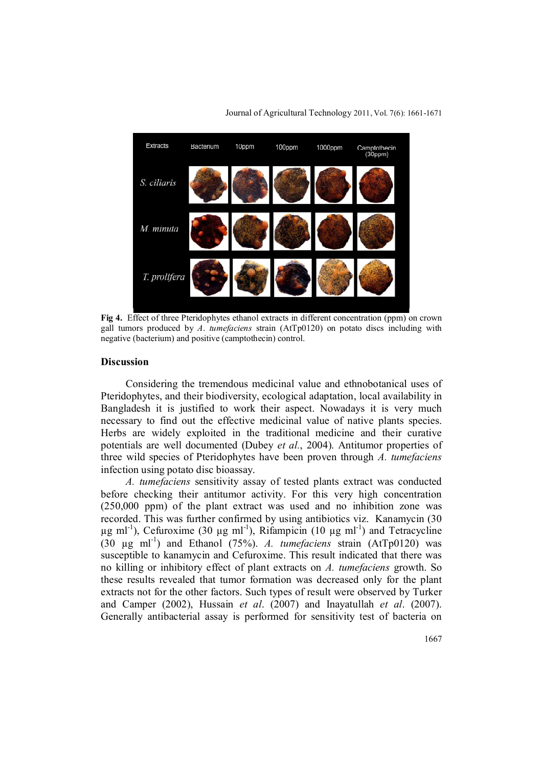**Fig 4.** Effect of three Pteridophytes ethanol extracts in different concentration (ppm) on crown gall tumors produced by *A. tumefaciens* strain (AtTp0120) on potato discs including with negative (bacterium) and positive (camptothecin) control.

## Discussion

Considering the tremendous medicinal value and ethnobotanical uses of Pteridophytes, and their biodiversity, ecological adaptation, local availability in Bangladesh it is justified to work their aspect. Nowadays it is very much necessary to find out the effective medicinal value of native plants species. Herbs are widely exploited in the traditional medicine and their curative potentials are well documented (Dubey *et al*., 2004). Antitumor properties of three wild species of Pteridophytes have been proven through *A. tumefaciens* infection using potato disc bioassay.

*A. tumefaciens* sensitivity assay of tested plants extract was conducted before checking their antitumor activity. For this very high concentration (250,000 ppm) of the plant extract was used and no inhibition zone was recorded. This was further confirmed by using antibiotics viz. Kanamycin (30 µg $ml^{-1}$), Cefuroxime (30 µg $ml^{-1}$), Rifampicin (10 µg $ml^{-1}$) and Tetracycline (30 µg $ml^{-1}$) and Ethanol (75%). *A. tumefaciens* strain (AtTp0120) was susceptible to kanamycin and Cefuroxime. This result indicated that there was no killing or inhibitory effect of plant extracts on *A. tumefaciens* growth. So these results revealed that tumor formation was decreased only for the plant extracts not for the other factors. Such types of result were observed by Turker and Camper (2002), Hussain *et al*. (2007) and Inayatullah *et al*. (2007). Generally antibacterial assay is performed for sensitivity test of bacteria on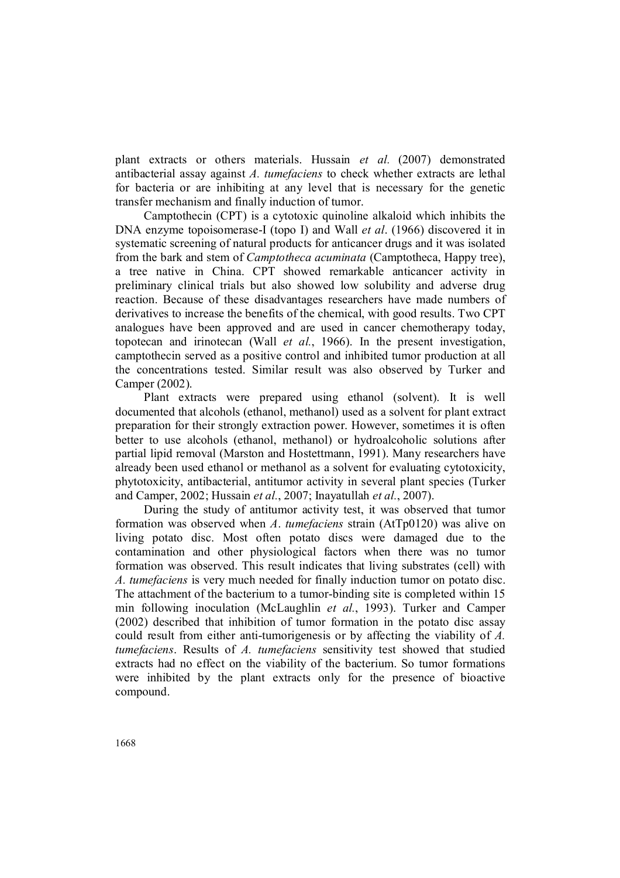plant extracts or others materials. Hussain *et al.* (2007) demonstrated antibacterial assay against *A. tumefaciens* to check whether extracts are lethal for bacteria or are inhibiting at any level that is necessary for the genetic transfer mechanism and finally induction of tumor.

Camptothecin (CPT) is a cytotoxic quinoline alkaloid which inhibits the DNA enzyme topoisomerase-I (topo I) and Wall *et al*. (1966) discovered it in systematic screening of natural products for anticancer drugs and it was isolated from the bark and stem of *Camptotheca acuminata* (Camptotheca, Happy tree), a tree native in China. CPT showed remarkable anticancer activity in preliminary clinical trials but also showed low solubility and adverse drug reaction. Because of these disadvantages researchers have made numbers of derivatives to increase the benefits of the chemical, with good results. Two CPT analogues have been approved and are used in cancer chemotherapy today, topotecan and irinotecan (Wall *et al.*, 1966). In the present investigation, camptothecin served as a positive control and inhibited tumor production at all the concentrations tested. Similar result was also observed by Turker and Camper (2002).

Plant extracts were prepared using ethanol (solvent). It is well documented that alcohols (ethanol, methanol) used as a solvent for plant extract preparation for their strongly extraction power. However, sometimes it is often better to use alcohols (ethanol, methanol) or hydroalcoholic solutions after partial lipid removal (Marston and Hostettmann, 1991). Many researchers have already been used ethanol or methanol as a solvent for evaluating cytotoxicity, phytotoxicity, antibacterial, antitumor activity in several plant species (Turker and Camper, 2002; Hussain *et al.*, 2007; Inayatullah *et al.*, 2007).

During the study of antitumor activity test, it was observed that tumor formation was observed when *A*. *tumefaciens* strain (AtTp0120) was alive on living potato disc. Most often potato discs were damaged due to the contamination and other physiological factors when there was no tumor formation was observed. This result indicates that living substrates (cell) with *A. tumefaciens* is very much needed for finally induction tumor on potato disc. The attachment of the bacterium to a tumor-binding site is completed within 15 min following inoculation (McLaughlin *et al.*, 1993). Turker and Camper (2002) described that inhibition of tumor formation in the potato disc assay could result from either anti-tumorigenesis or by affecting the viability of *A. tumefaciens*. Results of *A. tumefaciens* sensitivity test showed that studied extracts had no effect on the viability of the bacterium. So tumor formations were inhibited by the plant extracts only for the presence of bioactive compound.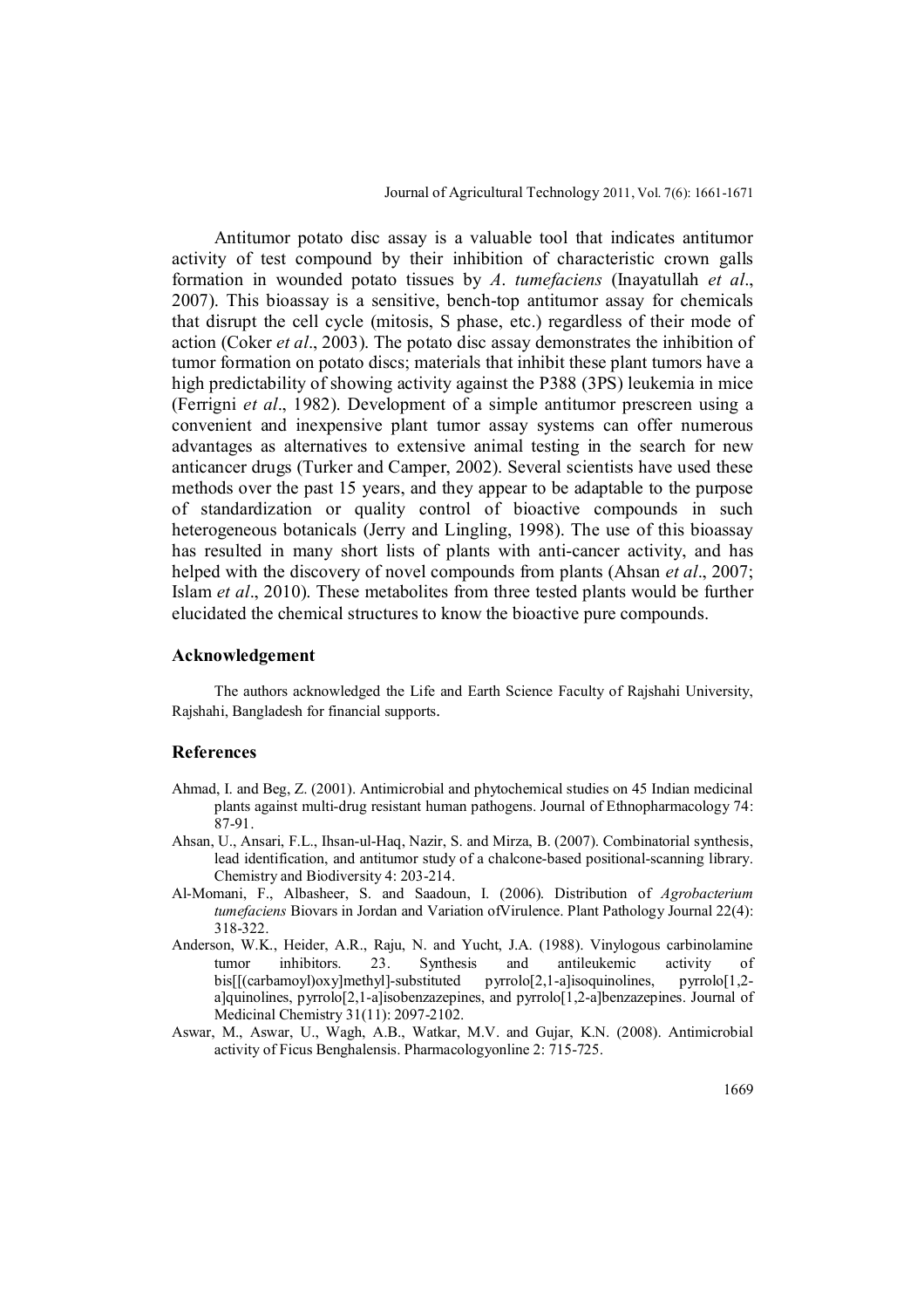Antitumor potato disc assay is a valuable tool that indicates antitumor activity of test compound by their inhibition of characteristic crown galls formation in wounded potato tissues by *A*. *tumefaciens* (Inayatullah *et al*., 2007). This bioassay is a sensitive, bench-top antitumor assay for chemicals that disrupt the cell cycle (mitosis, S phase, etc.) regardless of their mode of action (Coker *et al*., 2003). The potato disc assay demonstrates the inhibition of tumor formation on potato discs; materials that inhibit these plant tumors have a high predictability of showing activity against the P388 (3PS) leukemia in mice (Ferrigni *et al*., 1982). Development of a simple antitumor prescreen using a convenient and inexpensive plant tumor assay systems can offer numerous advantages as alternatives to extensive animal testing in the search for new anticancer drugs (Turker and Camper, 2002). Several scientists have used these methods over the past 15 years, and they appear to be adaptable to the purpose of standardization or quality control of bioactive compounds in such heterogeneous botanicals (Jerry and Lingling, 1998). The use of this bioassay has resulted in many short lists of plants with anti-cancer activity, and has helped with the discovery of novel compounds from plants (Ahsan *et al*., 2007; Islam *et al*., 2010). These metabolites from three tested plants would be further elucidated the chemical structures to know the bioactive pure compounds.

## Acknowledgement

The authors acknowledged the Life and Earth Science Faculty of Rajshahi University, Rajshahi, Bangladesh for financial supports.

## References

Ahmad, I. and Beg, Z. (2001). Antimicrobial and phytochemical studies on 45 Indian medicinal plants against multi-drug resistant human pathogens. Journal of Ethnopharmacology 74: 87-91.

Ahsan, U., Ansari, F.L., Ihsan-ul-Haq, Nazir, S. and Mirza, B. (2007). Combinatorial synthesis, lead identification, and antitumor study of a chalcone-based positional-scanning library. Chemistry and Biodiversity 4: 203-214.

Al-Momani, F., Albasheer, S. and Saadoun, I. (2006). Distribution of *Agrobacterium tumefaciens* Biovars in Jordan and Variation ofVirulence. Plant Pathology Journal 22(4): 318-322.

Anderson, W.K., Heider, A.R., Raju, N. and Yucht, J.A. (1988). Vinylogous carbinolamine tumor inhibitors. 23. Synthesis and antileukemic activity of bis[[(carbamoyl)oxy]methyl]-substituted pyrrolo[2,1-a]isoquinolines, pyrrolo[1,2-a]quinolines, pyrrolo[2,1-a]isobenzazepines, and pyrrolo[1,2-a]benzazepines. Journal of Medicinal Chemistry 31(11): 2097-2102.

Aswar, M., Aswar, U., Wagh, A.B., Watkar, M.V. and Gujar, K.N. (2008). Antimicrobial activity of Ficus Benghalensis. Pharmacologyonline 2: 715-725.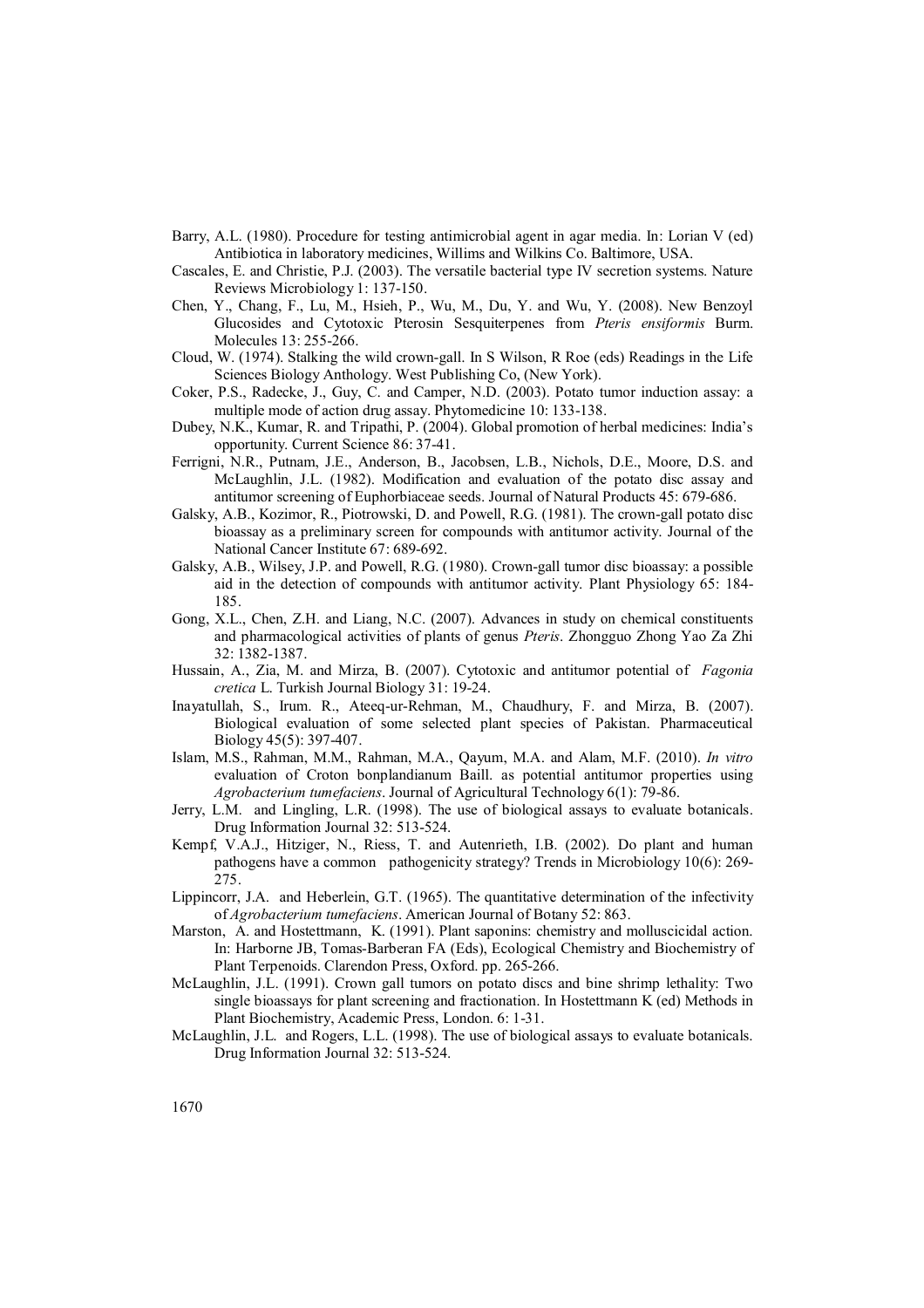Barry, A.L. (1980). Procedure for testing antimicrobial agent in agar media. In: Lorian V (ed) Antibiotica in laboratory medicines, Willims and Wilkins Co. Baltimore, USA.

Cascales, E. and Christie, P.J. (2003). The versatile bacterial type IV secretion systems. Nature Reviews Microbiology 1: 137-150.

Chen, Y., Chang, F., Lu, M., Hsieh, P., Wu, M., Du, Y. and Wu, Y. (2008). New Benzoyl Glucosides and Cytotoxic Pterosin Sesquiterpenes from *Pteris ensiformis* Burm. Molecules 13: 255-266.

Cloud, W. (1974). Stalking the wild crown-gall. In S Wilson, R Roe (eds) Readings in the Life Sciences Biology Anthology. West Publishing Co, (New York).

Coker, P.S., Radecke, J., Guy, C. and Camper, N.D. (2003). Potato tumor induction assay: a multiple mode of action drug assay. Phytomedicine 10: 133-138.

Dubey, N.K., Kumar, R. and Tripathi, P. (2004). Global promotion of herbal medicines: India's opportunity. Current Science 86: 37-41.

Ferrigni, N.R., Putnam, J.E., Anderson, B., Jacobsen, L.B., Nichols, D.E., Moore, D.S. and McLaughlin, J.L. (1982). Modification and evaluation of the potato disc assay and antitumor screening of Euphorbiaceae seeds. Journal of Natural Products 45: 679-686.

Galsky, A.B., Kozimor, R., Piotrowski, D. and Powell, R.G. (1981). The crown-gall potato disc bioassay as a preliminary screen for compounds with antitumor activity. Journal of the National Cancer Institute 67: 689-692.

Galsky, A.B., Wilsey, J.P. and Powell, R.G. (1980). Crown-gall tumor disc bioassay: a possible aid in the detection of compounds with antitumor activity. Plant Physiology 65: 184-185.

Gong, X.L., Chen, Z.H. and Liang, N.C. (2007). Advances in study on chemical constituents and pharmacological activities of plants of genus *Pteris*. Zhongguo Zhong Yao Za Zhi 32: 1382-1387.

Hussain, A., Zia, M. and Mirza, B. (2007). Cytotoxic and antitumor potential of *Fagonia cretica* L. Turkish Journal Biology 31: 19-24.

Inayatullah, S., Irum. R., Ateeq-ur-Rehman, M., Chaudhury, F. and Mirza, B. (2007). Biological evaluation of some selected plant species of Pakistan. Pharmaceutical Biology 45(5): 397-407.

Islam, M.S., Rahman, M.M., Rahman, M.A., Qayum, M.A. and Alam, M.F. (2010). *In vitro* evaluation of Croton bonplandianum Baill. as potential antitumor properties using *Agrobacterium tumefaciens*. Journal of Agricultural Technology 6(1): 79-86.

Jerry, L.M. and Lingling, L.R. (1998). The use of biological assays to evaluate botanicals. Drug Information Journal 32: 513-524.

Kempf, V.A.J., Hitziger, N., Riess, T. and Autenrieth, I.B. (2002). Do plant and human pathogens have a common pathogenicity strategy? Trends in Microbiology 10(6): 269-275.

Lippincorr, J.A. and Heberlein, G.T. (1965). The quantitative determination of the infectivity of *Agrobacterium tumefaciens*. American Journal of Botany 52: 863.

Marston, A. and Hostettmann, K. (1991). Plant saponins: chemistry and molluscicidal action. In: Harborne JB, Tomas-Barberan FA (Eds), Ecological Chemistry and Biochemistry of Plant Terpenoids. Clarendon Press, Oxford. pp. 265-266.

McLaughlin, J.L. (1991). Crown gall tumors on potato discs and bine shrimp lethality: Two single bioassays for plant screening and fractionation. In Hostettmann K (ed) Methods in Plant Biochemistry, Academic Press, London. 6: 1-31.

McLaughlin, J.L. and Rogers, L.L. (1998). The use of biological assays to evaluate botanicals. Drug Information Journal 32: 513-524.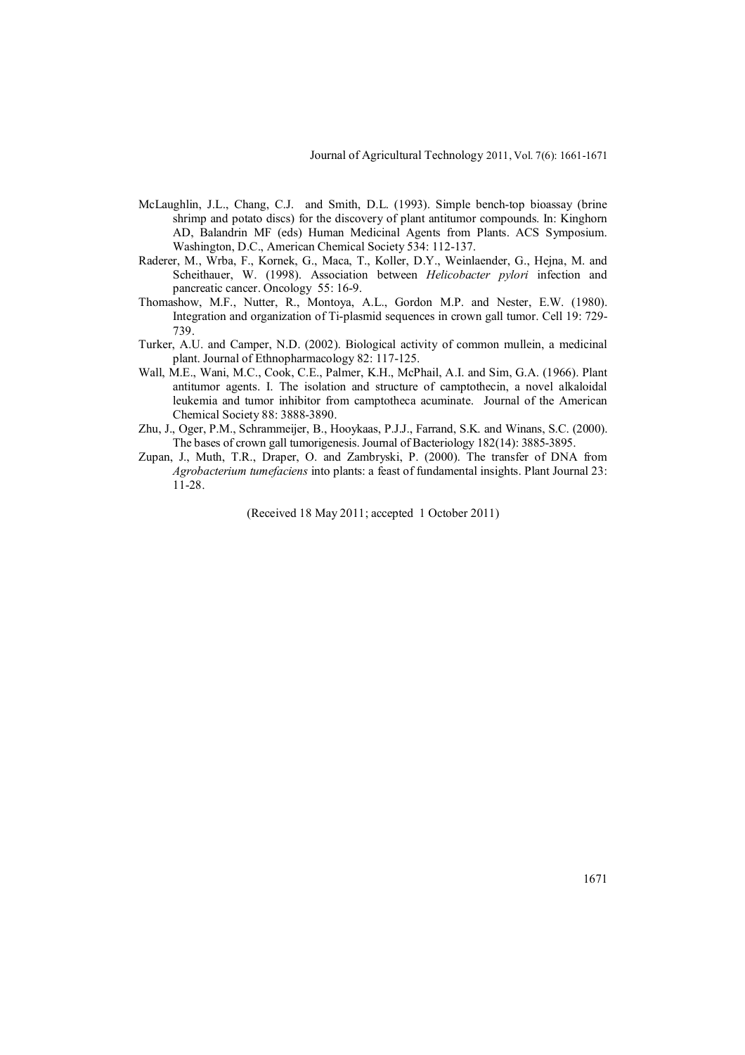McLaughlin, J.L., Chang, C.J.  and Smith, D.L. (1993). Simple bench-top bioassay (brine shrimp and potato discs) for the discovery of plant antitumor compounds. In: Kinghorn AD, Balandrin MF (eds) Human Medicinal Agents from Plants. ACS Symposium. Washington, D.C., American Chemical Society 534: 112-137.

Raderer, M., Wrba, F., Kornek, G., Maca, T., Koller, D.Y., Weinlaender, G., Hejna, M. and Scheithauer, W. (1998). Association between *Helicobacter pylori* infection and pancreatic cancer. Oncology 55: 16-9.

Thomashow, M.F., Nutter, R., Montoya, A.L., Gordon M.P. and Nester, E.W. (1980). Integration and organization of Ti-plasmid sequences in crown gall tumor. Cell 19: 729-739.

Turker, A.U. and Camper, N.D. (2002). Biological activity of common mullein, a medicinal plant. Journal of Ethnopharmacology 82: 117-125.

Wall, M.E., Wani, M.C., Cook, C.E., Palmer, K.H., McPhail, A.I. and Sim, G.A. (1966). Plant antitumor agents. I. The isolation and structure of camptothecin, a novel alkaloidal leukemia and tumor inhibitor from camptotheca acuminate.  Journal of the American Chemical Society 88: 3888-3890.

Zhu, J., Oger, P.M., Schrammeijer, B., Hooykaas, P.J.J., Farrand, S.K. and Winans, S.C. (2000). The bases of crown gall tumorigenesis. Journal of Bacteriology 182(14): 3885-3895.

Zupan, J., Muth, T.R., Draper, O. and Zambryski, P. (2000). The transfer of DNA from *Agrobacterium tumefaciens* into plants: a feast of fundamental insights. Plant Journal 23: 11-28.

(Received 18 May 2011; accepted  1 October 2011)